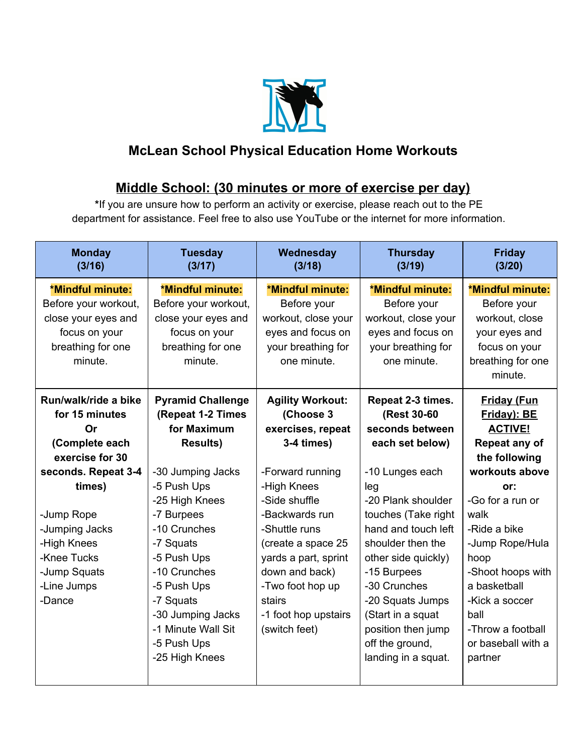## McLean School Physical Education Home Workouts

### Middle School: (30 minutes or more of exercise per day)

*If you are unsure how to perform an activity or exercise, please reach out to the PE department for assistance. Feel free to also use YouTube or the internet for more information.

| Monday (3/16) | Tuesday (3/17) | Wednesday (3/18) | Thursday (3/19) | Friday (3/20) |
|---|---|---|---|---|
| ***Mindful minute:** Before your workout, close your eyes and focus on your breathing for one minute. | ***Mindful minute:** Before your workout, close your eyes and focus on your breathing for one minute. | ***Mindful minute:** Before your workout, close your eyes and focus on your breathing for one minute. | ***Mindful minute:** Before your workout, close your eyes and focus on your breathing for one minute. | ***Mindful minute:** Before your workout, close your eyes and focus on your breathing for one minute. |
| **Run/walk/ride a bike for 15 minutes Or (Complete each exercise for 30 seconds. Repeat 3-4 times)**<br><br>-Jump Rope<br>-Jumping Jacks<br>-High Knees<br>-Knee Tucks<br>-Jump Squats<br>-Line Jumps<br>-Dance | **Pyramid Challenge (Repeat 1-2 Times for Maximum Results)**<br><br>-30 Jumping Jacks<br>-5 Push Ups<br>-25 High Knees<br>-7 Burpees<br>-10 Crunches<br>-7 Squats<br>-5 Push Ups<br>-10 Crunches<br>-5 Push Ups<br>-7 Squats<br>-30 Jumping Jacks<br>-1 Minute Wall Sit<br>-5 Push Ups<br>-25 High Knees | **Agility Workout: (Choose 3 exercises, repeat 3-4 times)**<br><br>-Forward running<br>-High Knees<br>-Side shuffle<br>-Backwards run<br>-Shuttle runs (create a space 25 yards a part, sprint down and back)<br>-Two foot hop up stairs<br>-1 foot hop upstairs (switch feet) | **Repeat 2-3 times. (Rest 30-60 seconds between each set below)**<br><br>-10 Lunges each leg<br>-20 Plank shoulder touches (Take right hand and touch left shoulder then the other side quickly)<br>-15 Burpees<br>-30 Crunches<br>-20 Squats Jumps (Start in a squat position then jump off the ground, landing in a squat. | **Friday (Fun Friday): BE ACTIVE! Repeat any of the following workouts above or:**<br>-Go for a run or walk<br>-Ride a bike<br>-Jump Rope/Hula hoop<br>-Shoot hoops with a basketball<br>-Kick a soccer ball<br>-Throw a football or baseball with a partner |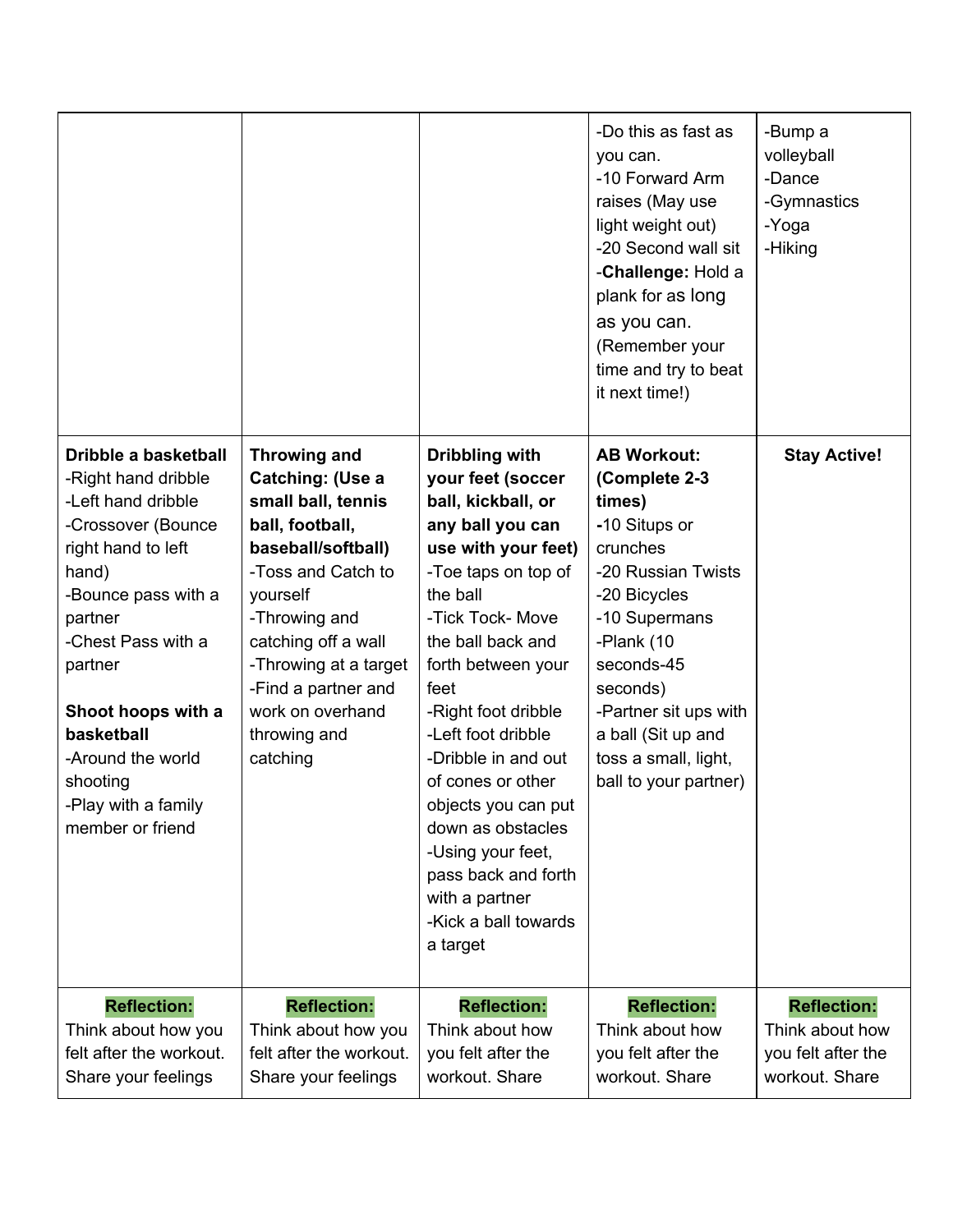| | | | | |
|---|---|---|---|---|
| | | | -Do this as fast as you can.<br>-10 Forward Arm raises (May use light weight out)<br>-20 Second wall sit<br>-**Challenge:** Hold a plank for as long as you can. (Remember your time and try to beat it next time!) | -Bump a volleyball<br>-Dance<br>-Gymnastics<br>-Yoga<br>-Hiking |
| **Dribble a basketball**<br>-Right hand dribble<br>-Left hand dribble<br>-Crossover (Bounce right hand to left hand)<br>-Bounce pass with a partner<br>-Chest Pass with a partner<br><br>**Shoot hoops with a basketball**<br>-Around the world shooting<br>-Play with a family member or friend | **Throwing and Catching: (Use a small ball, tennis ball, football, baseball/softball)**<br>-Toss and Catch to yourself<br>-Throwing and catching off a wall<br>-Throwing at a target<br>-Find a partner and work on overhand throwing and catching | **Dribbling with your feet (soccer ball, kickball, or any ball you can use with your feet)**<br>-Toe taps on top of the ball<br>-Tick Tock- Move the ball back and forth between your feet<br>-Right foot dribble<br>-Left foot dribble<br>-Dribble in and out of cones or other objects you can put down as obstacles<br>-Using your feet, pass back and forth with a partner<br>-Kick a ball towards a target | **AB Workout: (Complete 2-3 times)**<br>-10 Situps or crunches<br>-20 Russian Twists<br>-20 Bicycles<br>-10 Supermans<br>-Plank (10 seconds-45 seconds)<br>-Partner sit ups with a ball (Sit up and toss a small, light, ball to your partner) | **Stay Active!** |
| **Reflection:**<br>Think about how you felt after the workout. Share your feelings | **Reflection:**<br>Think about how you felt after the workout. Share your feelings | **Reflection:**<br>Think about how you felt after the workout. Share | **Reflection:**<br>Think about how you felt after the workout. Share | **Reflection:**<br>Think about how you felt after the workout. Share |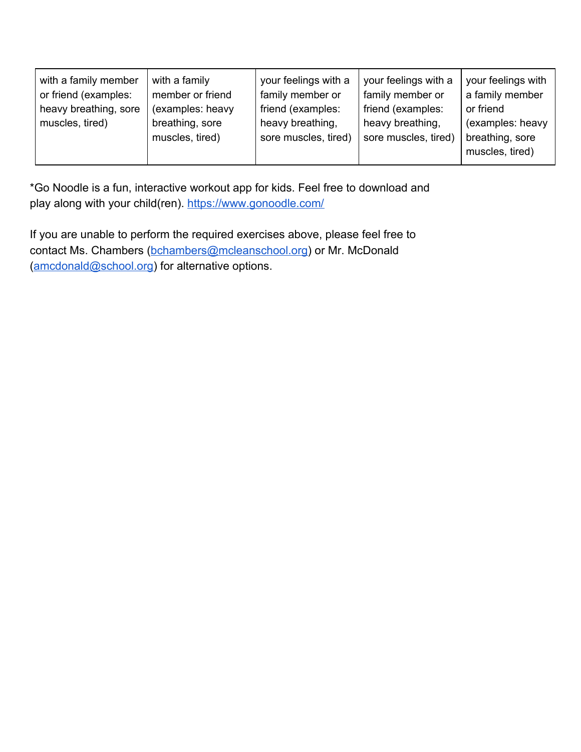| | | | | |
|---|---|---|---|---|
| with a family member or friend (examples: heavy breathing, sore muscles, tired) | with a family member or friend (examples: heavy breathing, sore muscles, tired) | your feelings with a family member or friend (examples: heavy breathing, sore muscles, tired) | your feelings with a family member or friend (examples: heavy breathing, sore muscles, tired) | your feelings with a family member or friend (examples: heavy breathing, sore muscles, tired) |

*Go Noodle is a fun, interactive workout app for kids. Feel free to download and play along with your child(ren). https://www.gonoodle.com/

If you are unable to perform the required exercises above, please feel free to contact Ms. Chambers (bchambers@mcleanschool.org) or Mr. McDonald (amcdonald@school.org) for alternative options.